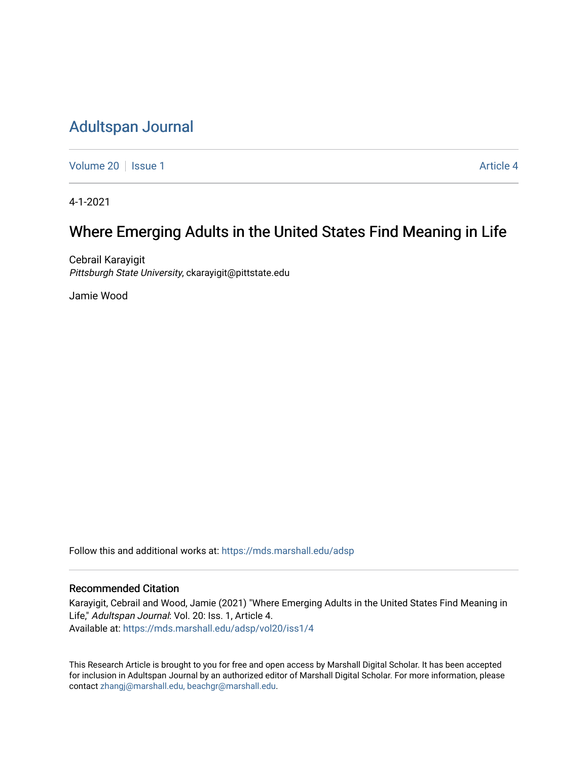# Adultspan Journal

Volume 20 | Issue 1 | Article 4

4-1-2021

## Where Emerging Adults in the United States Find Meaning in Life

Cebrail Karayigit
*Pittsburgh State University*, ckarayigit@pittstate.edu

Jamie Wood

Follow this and additional works at: https://mds.marshall.edu/adsp

### Recommended Citation

Karayigit, Cebrail and Wood, Jamie (2021) "Where Emerging Adults in the United States Find Meaning in Life," *Adultspan Journal*: Vol. 20: Iss. 1, Article 4.
Available at: https://mds.marshall.edu/adsp/vol20/iss1/4

This Research Article is brought to you for free and open access by Marshall Digital Scholar. It has been accepted for inclusion in Adultspan Journal by an authorized editor of Marshall Digital Scholar. For more information, please contact zhangj@marshall.edu, beachgr@marshall.edu.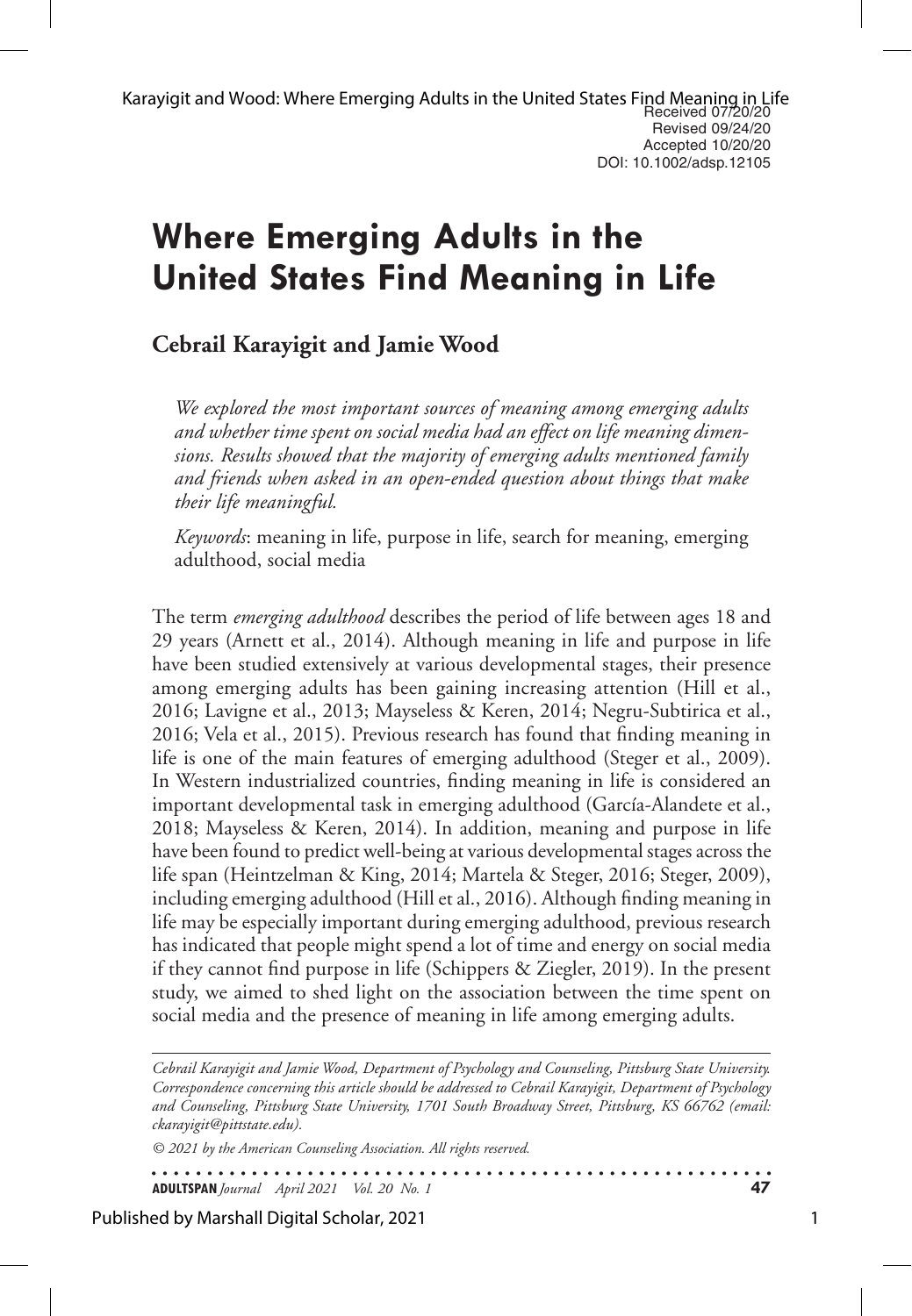Received 07/20/20
Revised 09/24/20
Accepted 10/20/20
DOI: 10.1002/adsp.12105

# Where Emerging Adults in the United States Find Meaning in Life

**Cebrail Karayigit and Jamie Wood**

*We explored the most important sources of meaning among emerging adults and whether time spent on social media had an effect on life meaning dimensions. Results showed that the majority of emerging adults mentioned family and friends when asked in an open-ended question about things that make their life meaningful.*

*Keywords*: meaning in life, purpose in life, search for meaning, emerging adulthood, social media

The term *emerging adulthood* describes the period of life between ages 18 and 29 years (Arnett et al., 2014). Although meaning in life and purpose in life have been studied extensively at various developmental stages, their presence among emerging adults has been gaining increasing attention (Hill et al., 2016; Lavigne et al., 2013; Mayseless & Keren, 2014; Negru-Subtirica et al., 2016; Vela et al., 2015). Previous research has found that finding meaning in life is one of the main features of emerging adulthood (Steger et al., 2009). In Western industrialized countries, finding meaning in life is considered an important developmental task in emerging adulthood (García-Alandete et al., 2018; Mayseless & Keren, 2014). In addition, meaning and purpose in life have been found to predict well-being at various developmental stages across the life span (Heintzelman & King, 2014; Martela & Steger, 2016; Steger, 2009), including emerging adulthood (Hill et al., 2016). Although finding meaning in life may be especially important during emerging adulthood, previous research has indicated that people might spend a lot of time and energy on social media if they cannot find purpose in life (Schippers & Ziegler, 2019). In the present study, we aimed to shed light on the association between the time spent on social media and the presence of meaning in life among emerging adults.

*Cebrail Karayigit and Jamie Wood, Department of Psychology and Counseling, Pittsburg State University. Correspondence concerning this article should be addressed to Cebrail Karayigit, Department of Psychology and Counseling, Pittsburg State University, 1701 South Broadway Street, Pittsburg, KS 66762 (email: ckarayigit@pittstate.edu).*

*© 2021 by the American Counseling Association. All rights reserved.*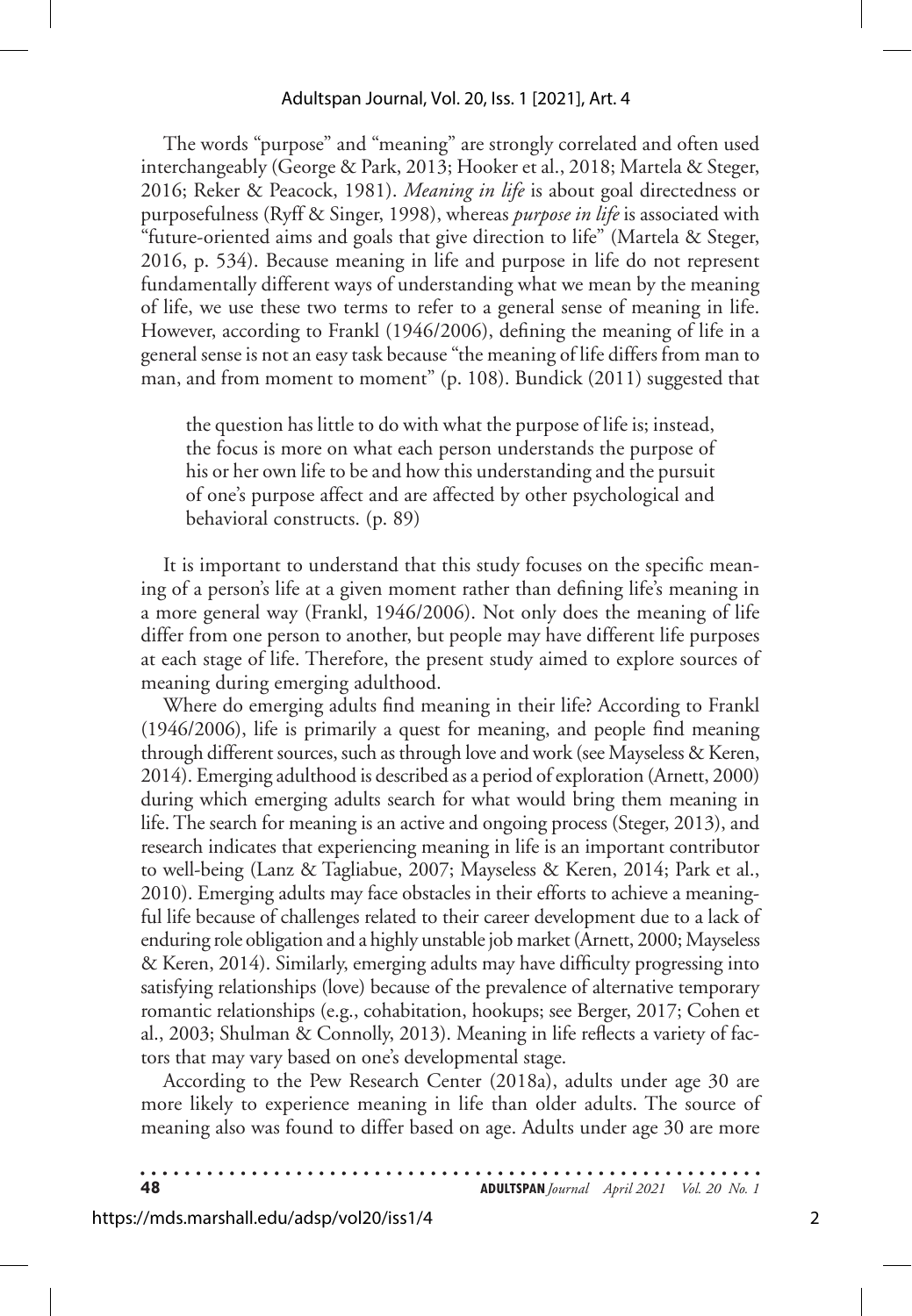The words "purpose" and "meaning" are strongly correlated and often used interchangeably (George & Park, 2013; Hooker et al., 2018; Martela & Steger, 2016; Reker & Peacock, 1981). *Meaning in life* is about goal directedness or purposefulness (Ryff & Singer, 1998), whereas *purpose in life* is associated with "future-oriented aims and goals that give direction to life" (Martela & Steger, 2016, p. 534). Because meaning in life and purpose in life do not represent fundamentally different ways of understanding what we mean by the meaning of life, we use these two terms to refer to a general sense of meaning in life. However, according to Frankl (1946/2006), defining the meaning of life in a general sense is not an easy task because "the meaning of life differs from man to man, and from moment to moment" (p. 108). Bundick (2011) suggested that

> the question has little to do with what the purpose of life is; instead, the focus is more on what each person understands the purpose of his or her own life to be and how this understanding and the pursuit of one's purpose affect and are affected by other psychological and behavioral constructs. (p. 89)

It is important to understand that this study focuses on the specific meaning of a person's life at a given moment rather than defining life's meaning in a more general way (Frankl, 1946/2006). Not only does the meaning of life differ from one person to another, but people may have different life purposes at each stage of life. Therefore, the present study aimed to explore sources of meaning during emerging adulthood.

Where do emerging adults find meaning in their life? According to Frankl (1946/2006), life is primarily a quest for meaning, and people find meaning through different sources, such as through love and work (see Mayseless & Keren, 2014). Emerging adulthood is described as a period of exploration (Arnett, 2000) during which emerging adults search for what would bring them meaning in life. The search for meaning is an active and ongoing process (Steger, 2013), and research indicates that experiencing meaning in life is an important contributor to well-being (Lanz & Tagliabue, 2007; Mayseless & Keren, 2014; Park et al., 2010). Emerging adults may face obstacles in their efforts to achieve a meaningful life because of challenges related to their career development due to a lack of enduring role obligation and a highly unstable job market (Arnett, 2000; Mayseless & Keren, 2014). Similarly, emerging adults may have difficulty progressing into satisfying relationships (love) because of the prevalence of alternative temporary romantic relationships (e.g., cohabitation, hookups; see Berger, 2017; Cohen et al., 2003; Shulman & Connolly, 2013). Meaning in life reflects a variety of factors that may vary based on one's developmental stage.

According to the Pew Research Center (2018a), adults under age 30 are more likely to experience meaning in life than older adults. The source of meaning also was found to differ based on age. Adults under age 30 are more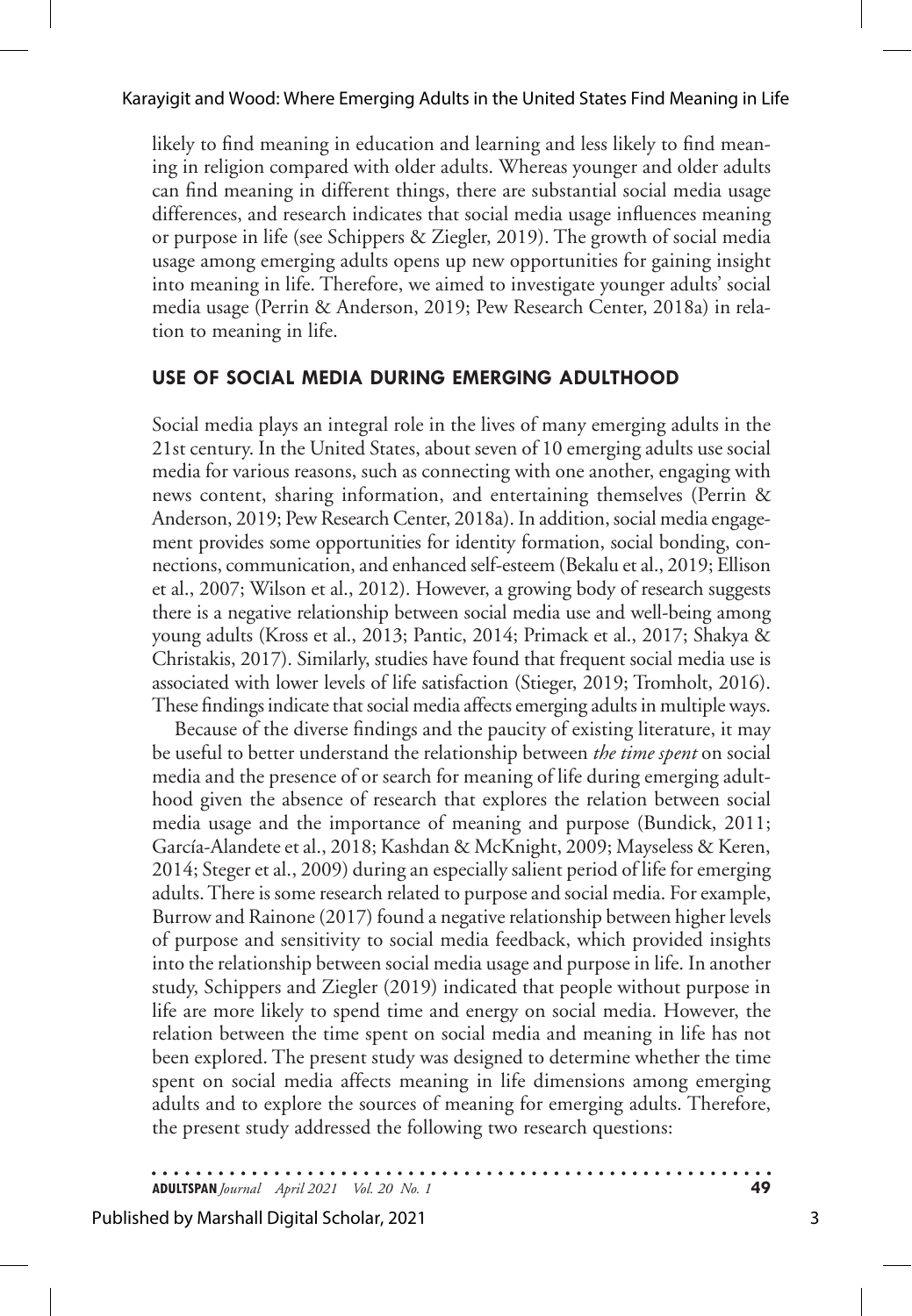likely to find meaning in education and learning and less likely to find meaning in religion compared with older adults. Whereas younger and older adults can find meaning in different things, there are substantial social media usage differences, and research indicates that social media usage influences meaning or purpose in life (see Schippers & Ziegler, 2019). The growth of social media usage among emerging adults opens up new opportunities for gaining insight into meaning in life. Therefore, we aimed to investigate younger adults' social media usage (Perrin & Anderson, 2019; Pew Research Center, 2018a) in relation to meaning in life.

## USE OF SOCIAL MEDIA DURING EMERGING ADULTHOOD

Social media plays an integral role in the lives of many emerging adults in the 21st century. In the United States, about seven of 10 emerging adults use social media for various reasons, such as connecting with one another, engaging with news content, sharing information, and entertaining themselves (Perrin & Anderson, 2019; Pew Research Center, 2018a). In addition, social media engagement provides some opportunities for identity formation, social bonding, connections, communication, and enhanced self-esteem (Bekalu et al., 2019; Ellison et al., 2007; Wilson et al., 2012). However, a growing body of research suggests there is a negative relationship between social media use and well-being among young adults (Kross et al., 2013; Pantic, 2014; Primack et al., 2017; Shakya & Christakis, 2017). Similarly, studies have found that frequent social media use is associated with lower levels of life satisfaction (Stieger, 2019; Tromholt, 2016). These findings indicate that social media affects emerging adults in multiple ways.

Because of the diverse findings and the paucity of existing literature, it may be useful to better understand the relationship between *the time spent* on social media and the presence of or search for meaning of life during emerging adulthood given the absence of research that explores the relation between social media usage and the importance of meaning and purpose (Bundick, 2011; García-Alandete et al., 2018; Kashdan & McKnight, 2009; Mayseless & Keren, 2014; Steger et al., 2009) during an especially salient period of life for emerging adults. There is some research related to purpose and social media. For example, Burrow and Rainone (2017) found a negative relationship between higher levels of purpose and sensitivity to social media feedback, which provided insights into the relationship between social media usage and purpose in life. In another study, Schippers and Ziegler (2019) indicated that people without purpose in life are more likely to spend time and energy on social media. However, the relation between the time spent on social media and meaning in life has not been explored. The present study was designed to determine whether the time spent on social media affects meaning in life dimensions among emerging adults and to explore the sources of meaning for emerging adults. Therefore, the present study addressed the following two research questions: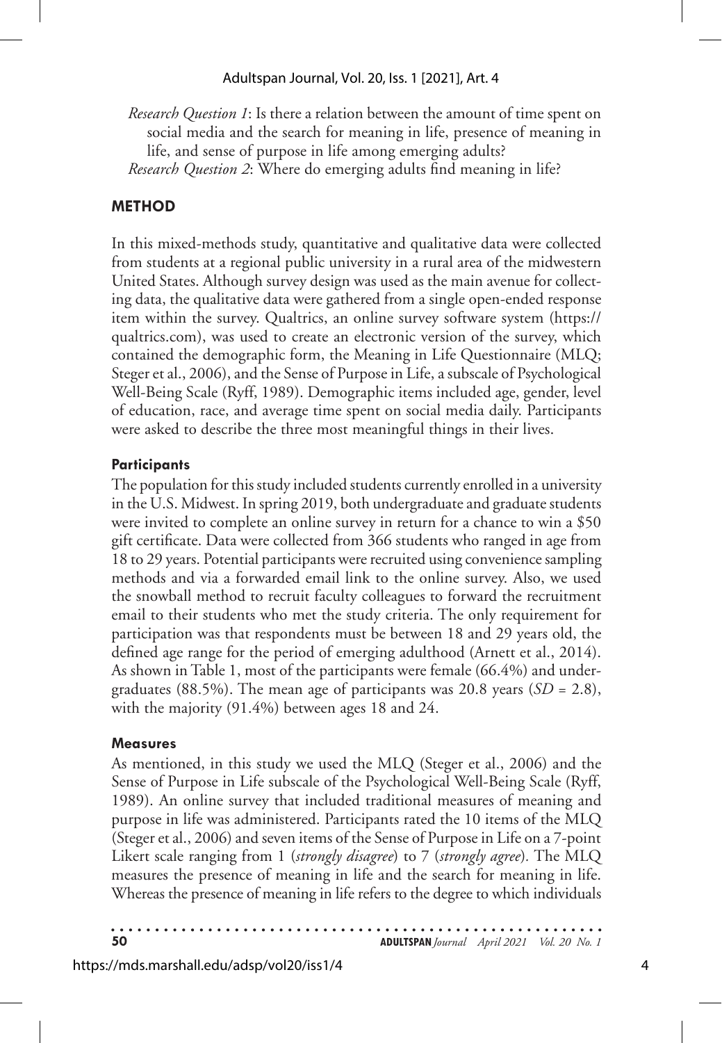*Research Question 1*: Is there a relation between the amount of time spent on social media and the search for meaning in life, presence of meaning in life, and sense of purpose in life among emerging adults?

*Research Question 2*: Where do emerging adults find meaning in life?

## METHOD

In this mixed-methods study, quantitative and qualitative data were collected from students at a regional public university in a rural area of the midwestern United States. Although survey design was used as the main avenue for collecting data, the qualitative data were gathered from a single open-ended response item within the survey. Qualtrics, an online survey software system (https://qualtrics.com), was used to create an electronic version of the survey, which contained the demographic form, the Meaning in Life Questionnaire (MLQ; Steger et al., 2006), and the Sense of Purpose in Life, a subscale of Psychological Well-Being Scale (Ryff, 1989). Demographic items included age, gender, level of education, race, and average time spent on social media daily. Participants were asked to describe the three most meaningful things in their lives.

### Participants

The population for this study included students currently enrolled in a university in the U.S. Midwest. In spring 2019, both undergraduate and graduate students were invited to complete an online survey in return for a chance to win a $50 gift certificate. Data were collected from 366 students who ranged in age from 18 to 29 years. Potential participants were recruited using convenience sampling methods and via a forwarded email link to the online survey. Also, we used the snowball method to recruit faculty colleagues to forward the recruitment email to their students who met the study criteria. The only requirement for participation was that respondents must be between 18 and 29 years old, the defined age range for the period of emerging adulthood (Arnett et al., 2014). As shown in Table 1, most of the participants were female (66.4%) and undergraduates (88.5%). The mean age of participants was 20.8 years ($SD$ = 2.8), with the majority (91.4%) between ages 18 and 24.

### Measures

As mentioned, in this study we used the MLQ (Steger et al., 2006) and the Sense of Purpose in Life subscale of the Psychological Well-Being Scale (Ryff, 1989). An online survey that included traditional measures of meaning and purpose in life was administered. Participants rated the 10 items of the MLQ (Steger et al., 2006) and seven items of the Sense of Purpose in Life on a 7-point Likert scale ranging from 1 (*strongly disagree*) to 7 (*strongly agree*). The MLQ measures the presence of meaning in life and the search for meaning in life. Whereas the presence of meaning in life refers to the degree to which individuals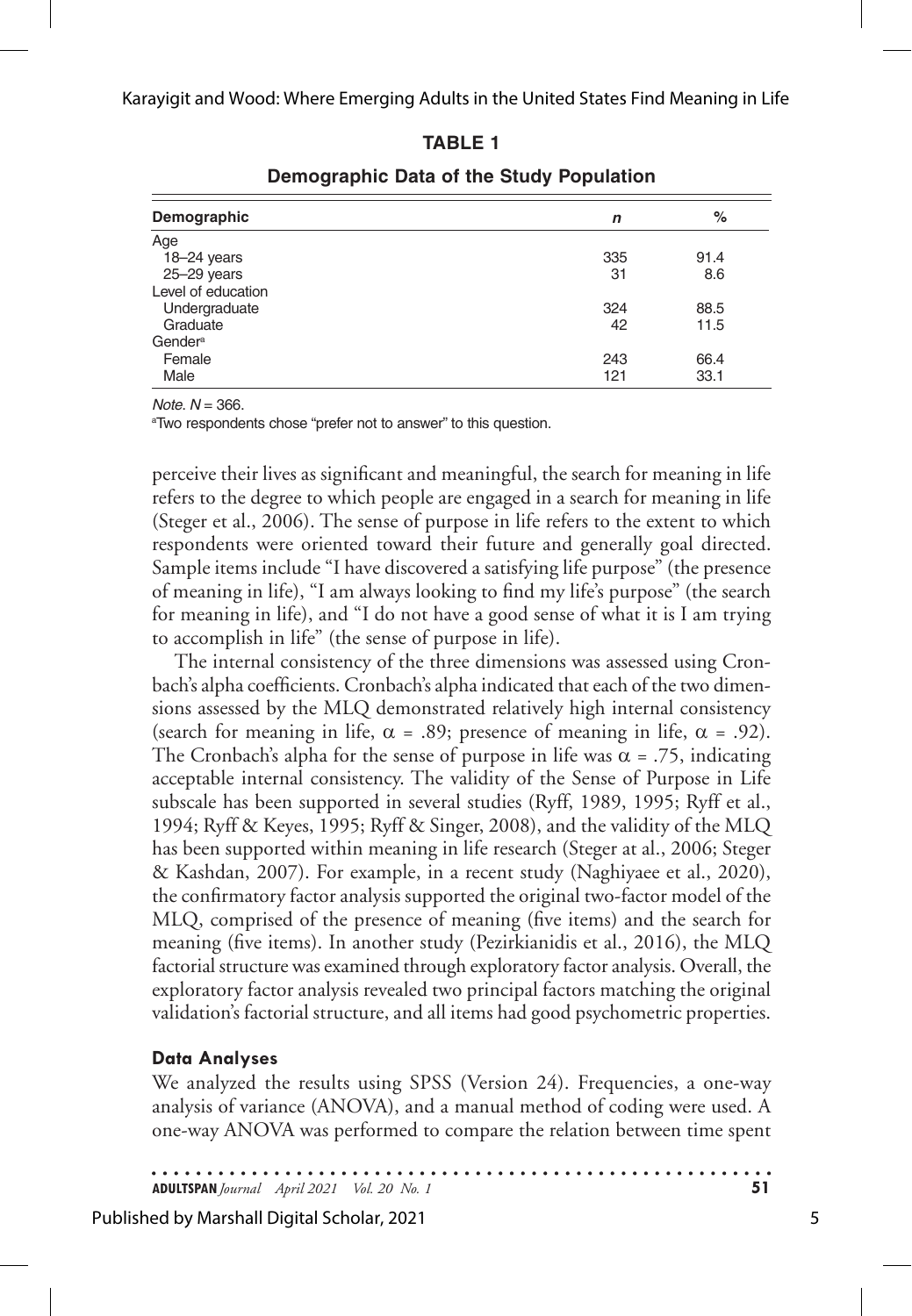**TABLE 1**

**Demographic Data of the Study Population**

| Demographic | *n* | % |
|---|---|---|
| Age | | |
| 18–24 years | 335 | 91.4 |
| 25–29 years | 31 | 8.6 |
| Level of education | | |
| Undergraduate | 324 | 88.5 |
| Graduate | 42 | 11.5 |
| Gender[a] | | |
| Female | 243 | 66.4 |
| Male | 121 | 33.1 |

*Note.* $N = 366$.
[a]Two respondents chose "prefer not to answer" to this question.

perceive their lives as significant and meaningful, the search for meaning in life refers to the degree to which people are engaged in a search for meaning in life (Steger et al., 2006). The sense of purpose in life refers to the extent to which respondents were oriented toward their future and generally goal directed. Sample items include "I have discovered a satisfying life purpose" (the presence of meaning in life), "I am always looking to find my life's purpose" (the search for meaning in life), and "I do not have a good sense of what it is I am trying to accomplish in life" (the sense of purpose in life).

The internal consistency of the three dimensions was assessed using Cronbach's alpha coefficients. Cronbach's alpha indicated that each of the two dimensions assessed by the MLQ demonstrated relatively high internal consistency (search for meaning in life, $\alpha = .89$; presence of meaning in life, $\alpha = .92$). The Cronbach's alpha for the sense of purpose in life was $\alpha = .75$, indicating acceptable internal consistency. The validity of the Sense of Purpose in Life subscale has been supported in several studies (Ryff, 1989, 1995; Ryff et al., 1994; Ryff & Keyes, 1995; Ryff & Singer, 2008), and the validity of the MLQ has been supported within meaning in life research (Steger at al., 2006; Steger & Kashdan, 2007). For example, in a recent study (Naghiyaee et al., 2020), the confirmatory factor analysis supported the original two-factor model of the MLQ, comprised of the presence of meaning (five items) and the search for meaning (five items). In another study (Pezirkianidis et al., 2016), the MLQ factorial structure was examined through exploratory factor analysis. Overall, the exploratory factor analysis revealed two principal factors matching the original validation's factorial structure, and all items had good psychometric properties.

### Data Analyses

We analyzed the results using SPSS (Version 24). Frequencies, a one-way analysis of variance (ANOVA), and a manual method of coding were used. A one-way ANOVA was performed to compare the relation between time spent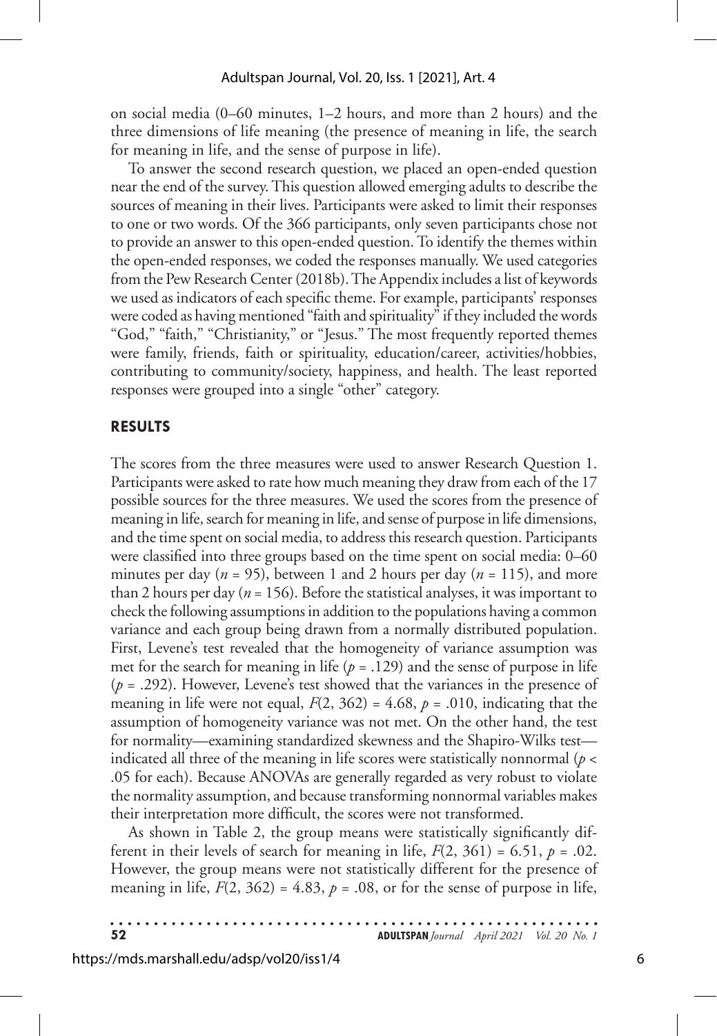on social media (0–60 minutes, 1–2 hours, and more than 2 hours) and the three dimensions of life meaning (the presence of meaning in life, the search for meaning in life, and the sense of purpose in life).

To answer the second research question, we placed an open-ended question near the end of the survey. This question allowed emerging adults to describe the sources of meaning in their lives. Participants were asked to limit their responses to one or two words. Of the 366 participants, only seven participants chose not to provide an answer to this open-ended question. To identify the themes within the open-ended responses, we coded the responses manually. We used categories from the Pew Research Center (2018b). The Appendix includes a list of keywords we used as indicators of each specific theme. For example, participants' responses were coded as having mentioned "faith and spirituality" if they included the words "God," "faith," "Christianity," or "Jesus." The most frequently reported themes were family, friends, faith or spirituality, education/career, activities/hobbies, contributing to community/society, happiness, and health. The least reported responses were grouped into a single "other" category.

## RESULTS

The scores from the three measures were used to answer Research Question 1. Participants were asked to rate how much meaning they draw from each of the 17 possible sources for the three measures. We used the scores from the presence of meaning in life, search for meaning in life, and sense of purpose in life dimensions, and the time spent on social media, to address this research question. Participants were classified into three groups based on the time spent on social media: 0–60 minutes per day ($n$ = 95), between 1 and 2 hours per day ($n$ = 115), and more than 2 hours per day ($n$ = 156). Before the statistical analyses, it was important to check the following assumptions in addition to the populations having a common variance and each group being drawn from a normally distributed population. First, Levene's test revealed that the homogeneity of variance assumption was met for the search for meaning in life ($p$ = .129) and the sense of purpose in life ($p$ = .292). However, Levene's test showed that the variances in the presence of meaning in life were not equal, $F(2, 362) = 4.68$, $p$ = .010, indicating that the assumption of homogeneity variance was not met. On the other hand, the test for normality—examining standardized skewness and the Shapiro-Wilks test—indicated all three of the meaning in life scores were statistically nonnormal ($p <$ .05 for each). Because ANOVAs are generally regarded as very robust to violate the normality assumption, and because transforming nonnormal variables makes their interpretation more difficult, the scores were not transformed.

As shown in Table 2, the group means were statistically significantly different in their levels of search for meaning in life, $F(2, 361) = 6.51$, $p$ = .02. However, the group means were not statistically different for the presence of meaning in life, $F(2, 362) = 4.83$, $p$ = .08, or for the sense of purpose in life,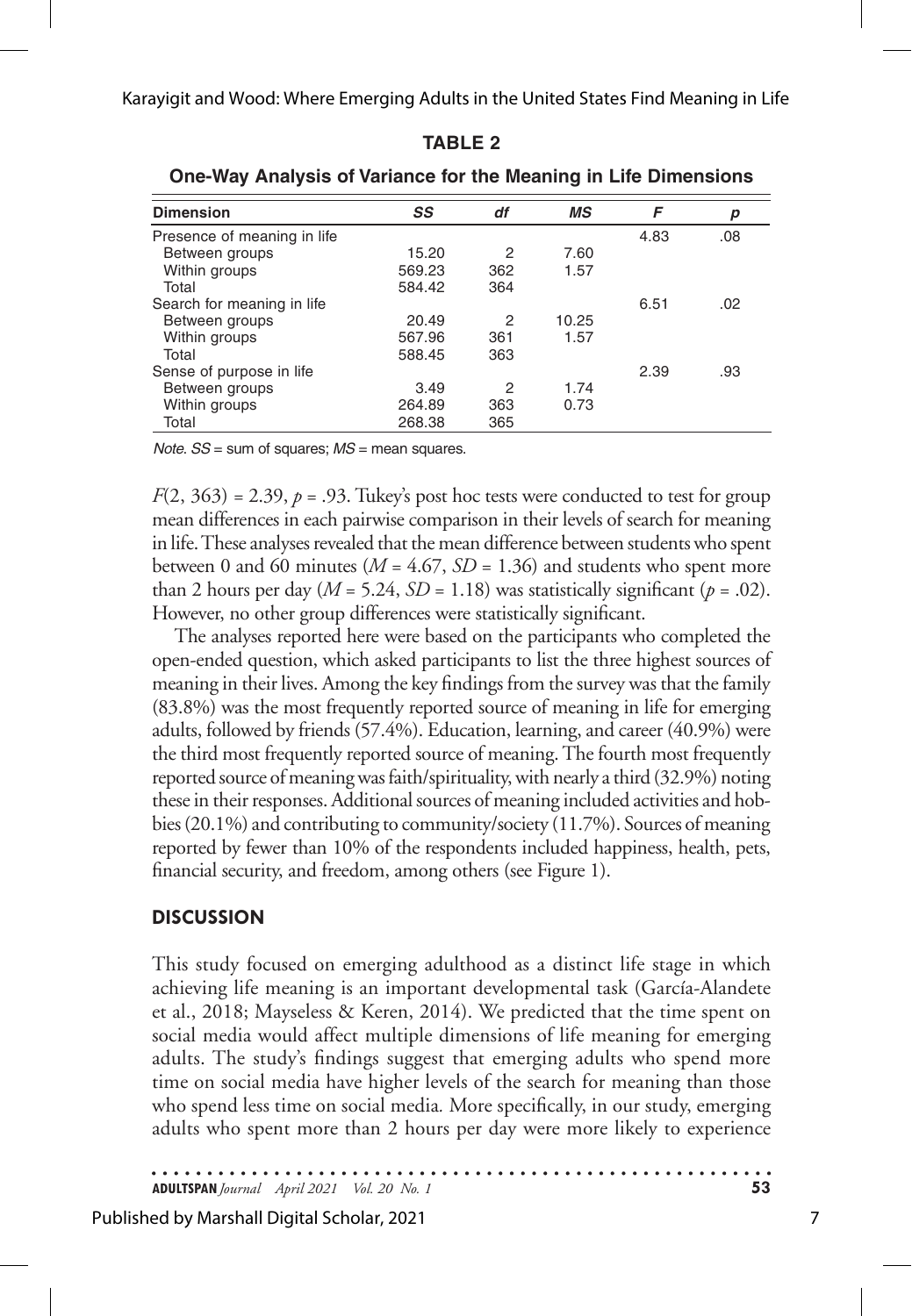**TABLE 2**

**One-Way Analysis of Variance for the Meaning in Life Dimensions**

| Dimension | *SS* | *df* | *MS* | *F* | *p* |
|---|---|---|---|---|---|
| Presence of meaning in life | | | | 4.83 | .08 |
| Between groups | 15.20 | 2 | 7.60 | | |
| Within groups | 569.23 | 362 | 1.57 | | |
| Total | 584.42 | 364 | | | |
| Search for meaning in life | | | | 6.51 | .02 |
| Between groups | 20.49 | 2 | 10.25 | | |
| Within groups | 567.96 | 361 | 1.57 | | |
| Total | 588.45 | 363 | | | |
| Sense of purpose in life | | | | 2.39 | .93 |
| Between groups | 3.49 | 2 | 1.74 | | |
| Within groups | 264.89 | 363 | 0.73 | | |
| Total | 268.38 | 365 | | | |

*Note.* *SS* = sum of squares; *MS* = mean squares.

$F(2, 363) = 2.39$, $p = .93$. Tukey's post hoc tests were conducted to test for group mean differences in each pairwise comparison in their levels of search for meaning in life. These analyses revealed that the mean difference between students who spent between 0 and 60 minutes ($M = 4.67$, $SD = 1.36$) and students who spent more than 2 hours per day ($M = 5.24$, $SD = 1.18$) was statistically significant ($p = .02$). However, no other group differences were statistically significant.

The analyses reported here were based on the participants who completed the open-ended question, which asked participants to list the three highest sources of meaning in their lives. Among the key findings from the survey was that the family (83.8%) was the most frequently reported source of meaning in life for emerging adults, followed by friends (57.4%). Education, learning, and career (40.9%) were the third most frequently reported source of meaning. The fourth most frequently reported source of meaning was faith/spirituality, with nearly a third (32.9%) noting these in their responses. Additional sources of meaning included activities and hobbies (20.1%) and contributing to community/society (11.7%). Sources of meaning reported by fewer than 10% of the respondents included happiness, health, pets, financial security, and freedom, among others (see Figure 1).

## DISCUSSION

This study focused on emerging adulthood as a distinct life stage in which achieving life meaning is an important developmental task (García-Alandete et al., 2018; Mayseless & Keren, 2014). We predicted that the time spent on social media would affect multiple dimensions of life meaning for emerging adults. The study's findings suggest that emerging adults who spend more time on social media have higher levels of the search for meaning than those who spend less time on social media. More specifically, in our study, emerging adults who spent more than 2 hours per day were more likely to experience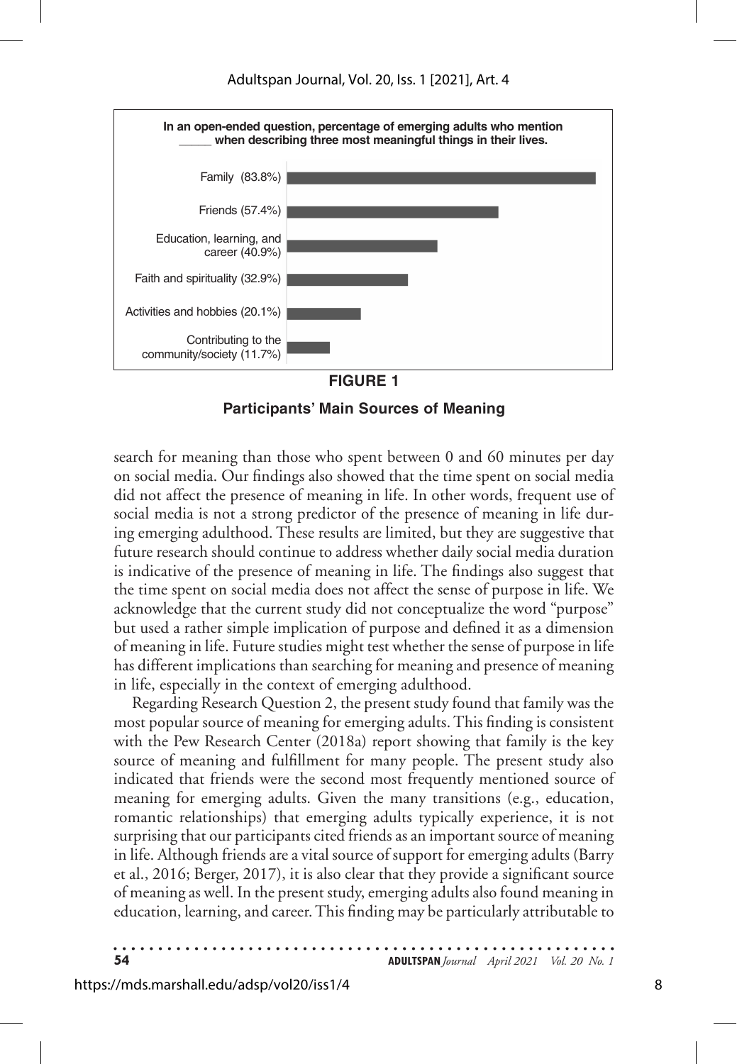**In an open-ended question, percentage of emerging adults who mention _____ when describing three most meaningful things in their lives.**

| Source of meaning | Percentage |
| --- | --- |
| Family | 83.8% |
| Friends | 57.4% |
| Education, learning, and career | 40.9% |
| Faith and spirituality | 32.9% |
| Activities and hobbies | 20.1% |
| Contributing to the community/society | 11.7% |

**FIGURE 1**

**Participants' Main Sources of Meaning**

search for meaning than those who spent between 0 and 60 minutes per day on social media. Our findings also showed that the time spent on social media did not affect the presence of meaning in life. In other words, frequent use of social media is not a strong predictor of the presence of meaning in life during emerging adulthood. These results are limited, but they are suggestive that future research should continue to address whether daily social media duration is indicative of the presence of meaning in life. The findings also suggest that the time spent on social media does not affect the sense of purpose in life. We acknowledge that the current study did not conceptualize the word "purpose" but used a rather simple implication of purpose and defined it as a dimension of meaning in life. Future studies might test whether the sense of purpose in life has different implications than searching for meaning and presence of meaning in life, especially in the context of emerging adulthood.

Regarding Research Question 2, the present study found that family was the most popular source of meaning for emerging adults. This finding is consistent with the Pew Research Center (2018a) report showing that family is the key source of meaning and fulfillment for many people. The present study also indicated that friends were the second most frequently mentioned source of meaning for emerging adults. Given the many transitions (e.g., education, romantic relationships) that emerging adults typically experience, it is not surprising that our participants cited friends as an important source of meaning in life. Although friends are a vital source of support for emerging adults (Barry et al., 2016; Berger, 2017), it is also clear that they provide a significant source of meaning as well. In the present study, emerging adults also found meaning in education, learning, and career. This finding may be particularly attributable to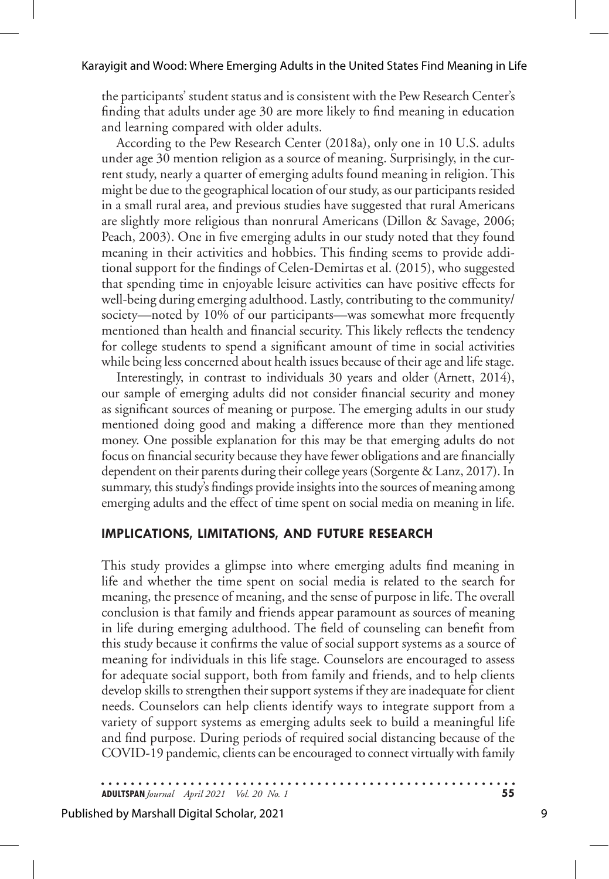the participants' student status and is consistent with the Pew Research Center's finding that adults under age 30 are more likely to find meaning in education and learning compared with older adults.

According to the Pew Research Center (2018a), only one in 10 U.S. adults under age 30 mention religion as a source of meaning. Surprisingly, in the current study, nearly a quarter of emerging adults found meaning in religion. This might be due to the geographical location of our study, as our participants resided in a small rural area, and previous studies have suggested that rural Americans are slightly more religious than nonrural Americans (Dillon & Savage, 2006; Peach, 2003). One in five emerging adults in our study noted that they found meaning in their activities and hobbies. This finding seems to provide additional support for the findings of Celen-Demirtas et al. (2015), who suggested that spending time in enjoyable leisure activities can have positive effects for well-being during emerging adulthood. Lastly, contributing to the community/society—noted by 10% of our participants—was somewhat more frequently mentioned than health and financial security. This likely reflects the tendency for college students to spend a significant amount of time in social activities while being less concerned about health issues because of their age and life stage.

Interestingly, in contrast to individuals 30 years and older (Arnett, 2014), our sample of emerging adults did not consider financial security and money as significant sources of meaning or purpose. The emerging adults in our study mentioned doing good and making a difference more than they mentioned money. One possible explanation for this may be that emerging adults do not focus on financial security because they have fewer obligations and are financially dependent on their parents during their college years (Sorgente & Lanz, 2017). In summary, this study's findings provide insights into the sources of meaning among emerging adults and the effect of time spent on social media on meaning in life.

## IMPLICATIONS, LIMITATIONS, AND FUTURE RESEARCH

This study provides a glimpse into where emerging adults find meaning in life and whether the time spent on social media is related to the search for meaning, the presence of meaning, and the sense of purpose in life. The overall conclusion is that family and friends appear paramount as sources of meaning in life during emerging adulthood. The field of counseling can benefit from this study because it confirms the value of social support systems as a source of meaning for individuals in this life stage. Counselors are encouraged to assess for adequate social support, both from family and friends, and to help clients develop skills to strengthen their support systems if they are inadequate for client needs. Counselors can help clients identify ways to integrate support from a variety of support systems as emerging adults seek to build a meaningful life and find purpose. During periods of required social distancing because of the COVID-19 pandemic, clients can be encouraged to connect virtually with family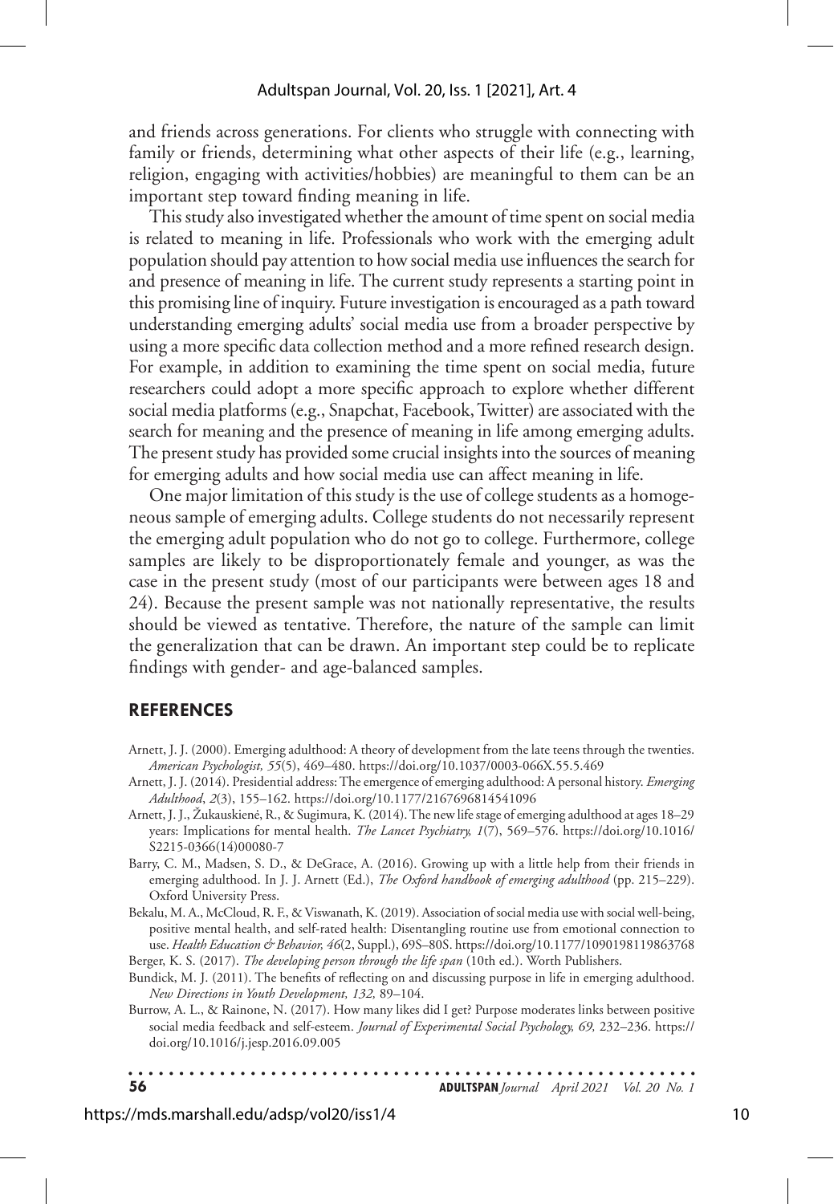and friends across generations. For clients who struggle with connecting with family or friends, determining what other aspects of their life (e.g., learning, religion, engaging with activities/hobbies) are meaningful to them can be an important step toward finding meaning in life.

This study also investigated whether the amount of time spent on social media is related to meaning in life. Professionals who work with the emerging adult population should pay attention to how social media use influences the search for and presence of meaning in life. The current study represents a starting point in this promising line of inquiry. Future investigation is encouraged as a path toward understanding emerging adults' social media use from a broader perspective by using a more specific data collection method and a more refined research design. For example, in addition to examining the time spent on social media, future researchers could adopt a more specific approach to explore whether different social media platforms (e.g., Snapchat, Facebook, Twitter) are associated with the search for meaning and the presence of meaning in life among emerging adults. The present study has provided some crucial insights into the sources of meaning for emerging adults and how social media use can affect meaning in life.

One major limitation of this study is the use of college students as a homogeneous sample of emerging adults. College students do not necessarily represent the emerging adult population who do not go to college. Furthermore, college samples are likely to be disproportionately female and younger, as was the case in the present study (most of our participants were between ages 18 and 24). Because the present sample was not nationally representative, the results should be viewed as tentative. Therefore, the nature of the sample can limit the generalization that can be drawn. An important step could be to replicate findings with gender- and age-balanced samples.

## REFERENCES

Arnett, J. J. (2000). Emerging adulthood: A theory of development from the late teens through the twenties. *American Psychologist, 55*(5), 469–480. https://doi.org/10.1037/0003-066X.55.5.469

Arnett, J. J. (2014). Presidential address: The emergence of emerging adulthood: A personal history. *Emerging Adulthood*, *2*(3), 155–162. https://doi.org/10.1177/2167696814541096

Arnett, J. J., Žukauskienė, R., & Sugimura, K. (2014). The new life stage of emerging adulthood at ages 18–29 years: Implications for mental health. *The Lancet Psychiatry, 1*(7), 569–576. https://doi.org/10.1016/S2215-0366(14)00080-7

Barry, C. M., Madsen, S. D., & DeGrace, A. (2016). Growing up with a little help from their friends in emerging adulthood. In J. J. Arnett (Ed.), *The Oxford handbook of emerging adulthood* (pp. 215–229). Oxford University Press.

Bekalu, M. A., McCloud, R. F., & Viswanath, K. (2019). Association of social media use with social well-being, positive mental health, and self-rated health: Disentangling routine use from emotional connection to use. *Health Education & Behavior, 46*(2, Suppl.), 69S–80S. https://doi.org/10.1177/1090198119863768

Berger, K. S. (2017). *The developing person through the life span* (10th ed.). Worth Publishers.

Bundick, M. J. (2011). The benefits of reflecting on and discussing purpose in life in emerging adulthood. *New Directions in Youth Development, 132,* 89–104.

Burrow, A. L., & Rainone, N. (2017). How many likes did I get? Purpose moderates links between positive social media feedback and self-esteem. *Journal of Experimental Social Psychology, 69,* 232–236. https://doi.org/10.1016/j.jesp.2016.09.005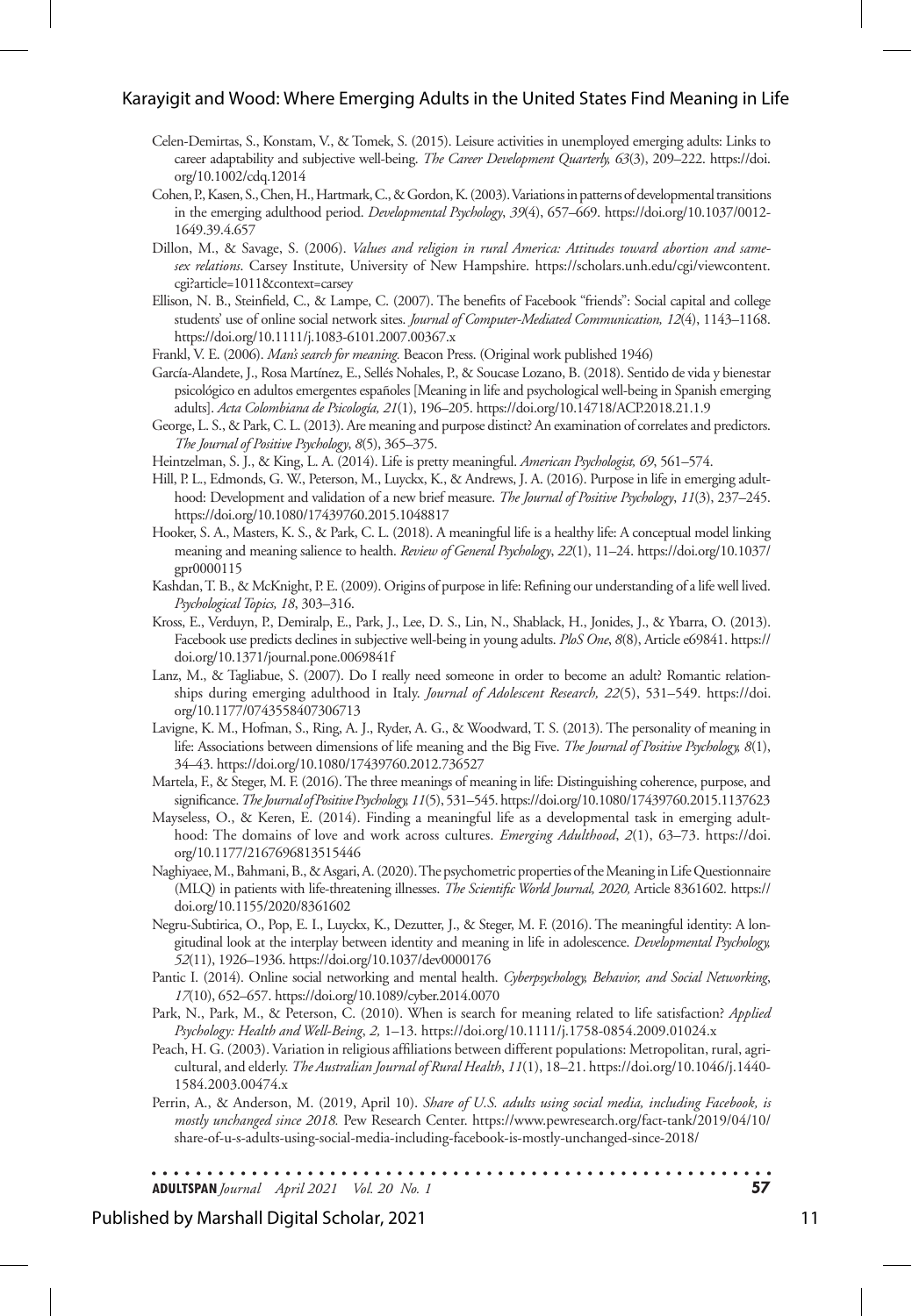Celen-Demirtas, S., Konstam, V., & Tomek, S. (2015). Leisure activities in unemployed emerging adults: Links to career adaptability and subjective well-being. *The Career Development Quarterly, 63*(3), 209–222. https://doi.org/10.1002/cdq.12014

Cohen, P., Kasen, S., Chen, H., Hartmark, C., & Gordon, K. (2003). Variations in patterns of developmental transitions in the emerging adulthood period. *Developmental Psychology*, *39*(4), 657–669. https://doi.org/10.1037/0012-1649.39.4.657

Dillon, M., & Savage, S. (2006). *Values and religion in rural America: Attitudes toward abortion and same-sex relations*. Carsey Institute, University of New Hampshire. https://scholars.unh.edu/cgi/viewcontent.cgi?article=1011&context=carsey

Ellison, N. B., Steinfield, C., & Lampe, C. (2007). The benefits of Facebook "friends": Social capital and college students' use of online social network sites. *Journal of Computer-Mediated Communication, 12*(4), 1143–1168. https://doi.org/10.1111/j.1083-6101.2007.00367.x

Frankl, V. E. (2006). *Man's search for meaning.* Beacon Press. (Original work published 1946)

García-Alandete, J., Rosa Martínez, E., Sellés Nohales, P., & Soucase Lozano, B. (2018). Sentido de vida y bienestar psicológico en adultos emergentes españoles [Meaning in life and psychological well-being in Spanish emerging adults]. *Acta Colombiana de Psicologia, 21*(1), 196–205. https://doi.org/10.14718/ACP.2018.21.1.9

George, L. S., & Park, C. L. (2013). Are meaning and purpose distinct? An examination of correlates and predictors. *The Journal of Positive Psychology*, *8*(5), 365–375.

Heintzelman, S. J., & King, L. A. (2014). Life is pretty meaningful. *American Psychologist, 69*, 561–574.

Hill, P. L., Edmonds, G. W., Peterson, M., Luyckx, K., & Andrews, J. A. (2016). Purpose in life in emerging adulthood: Development and validation of a new brief measure. *The Journal of Positive Psychology*, *11*(3), 237–245. https://doi.org/10.1080/17439760.2015.1048817

Hooker, S. A., Masters, K. S., & Park, C. L. (2018). A meaningful life is a healthy life: A conceptual model linking meaning and meaning salience to health. *Review of General Psychology*, *22*(1), 11–24. https://doi.org/10.1037/gpr0000115

Kashdan, T. B., & McKnight, P. E. (2009). Origins of purpose in life: Refining our understanding of a life well lived. *Psychological Topics, 18*, 303–316.

Kross, E., Verduyn, P., Demiralp, E., Park, J., Lee, D. S., Lin, N., Shablack, H., Jonides, J., & Ybarra, O. (2013). Facebook use predicts declines in subjective well-being in young adults. *PloS One*, *8*(8), Article e69841. https://doi.org/10.1371/journal.pone.0069841f

Lanz, M., & Tagliabue, S. (2007). Do I really need someone in order to become an adult? Romantic relationships during emerging adulthood in Italy. *Journal of Adolescent Research, 22*(5), 531–549. https://doi.org/10.1177/0743558407306713

Lavigne, K. M., Hofman, S., Ring, A. J., Ryder, A. G., & Woodward, T. S. (2013). The personality of meaning in life: Associations between dimensions of life meaning and the Big Five. *The Journal of Positive Psychology, 8*(1), 34–43. https://doi.org/10.1080/17439760.2012.736527

Martela, F., & Steger, M. F. (2016). The three meanings of meaning in life: Distinguishing coherence, purpose, and significance. *The Journal of Positive Psychology, 11*(5), 531–545. https://doi.org/10.1080/17439760.2015.1137623

Mayseless, O., & Keren, E. (2014). Finding a meaningful life as a developmental task in emerging adulthood: The domains of love and work across cultures. *Emerging Adulthood*, *2*(1), 63–73. https://doi.org/10.1177/2167696813515446

Naghiyaee, M., Bahmani, B., & Asgari, A. (2020). The psychometric properties of the Meaning in Life Questionnaire (MLQ) in patients with life-threatening illnesses. *The Scientific World Journal, 2020,* Article 8361602. https://doi.org/10.1155/2020/8361602

Negru-Subtirica, O., Pop, E. I., Luyckx, K., Dezutter, J., & Steger, M. F. (2016). The meaningful identity: A longitudinal look at the interplay between identity and meaning in life in adolescence. *Developmental Psychology, 52*(11), 1926–1936. https://doi.org/10.1037/dev0000176

Pantic I. (2014). Online social networking and mental health. *Cyberpsychology, Behavior, and Social Networking*, *17*(10), 652–657. https://doi.org/10.1089/cyber.2014.0070

Park, N., Park, M., & Peterson, C. (2010). When is search for meaning related to life satisfaction? *Applied Psychology: Health and Well-Being*, *2,* 1–13. https://doi.org/10.1111/j.1758-0854.2009.01024.x

Peach, H. G. (2003). Variation in religious affiliations between different populations: Metropolitan, rural, agricultural, and elderly. *The Australian Journal of Rural Health*, *11*(1), 18–21. https://doi.org/10.1046/j.1440-1584.2003.00474.x

Perrin, A., & Anderson, M. (2019, April 10). *Share of U.S. adults using social media, including Facebook, is mostly unchanged since 2018.* Pew Research Center. https://www.pewresearch.org/fact-tank/2019/04/10/share-of-u-s-adults-using-social-media-including-facebook-is-mostly-unchanged-since-2018/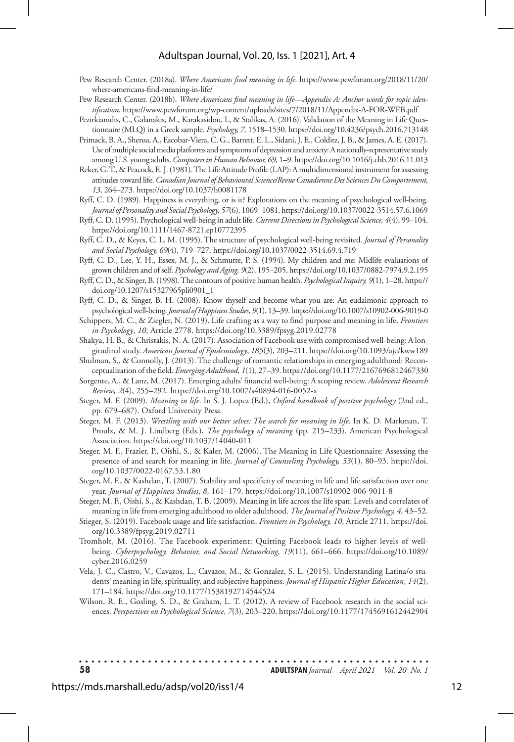Pew Research Center. (2018a). *Where Americans find meaning in life*. https://www.pewforum.org/2018/11/20/where-americans-find-meaning-in-life/

Pew Research Center. (2018b). *Where Americans find meaning in life—Appendix A: Anchor words for topic identification*. https://www.pewforum.org/wp-content/uploads/sites/7/2018/11/Appendix-A-FOR-WEB.pdf

Pezirkianidis, C., Galanakis, M., Karakasidou, I., & Stalikas, A. (2016). Validation of the Meaning in Life Questionnaire (MLQ) in a Greek sample. *Psychology, 7,* 1518–1530. https://doi.org/10.4236/psych.2016.713148

Primack, B. A., Shensa, A., Escobar-Viera, C. G., Barrett, E. L., Sidani, J. E., Colditz, J. B., & James, A. E. (2017). Use of multiple social media platforms and symptoms of depression and anxiety: A nationally-representative study among U.S. young adults. *Computers in Human Behavior, 69,* 1–9. https://doi.org/10.1016/j.chb.2016.11.013

Reker, G. T., & Peacock, E. J. (1981). The Life Attitude Profile (LAP): A multidimensional instrument for assessing attitudes toward life. *Canadian Journal of Behavioural Science/Revue Canadienne Des Sciences Du Comportement, 13*, 264–273. https://doi.org/10.1037/h0081178

Ryff, C. D. (1989). Happiness is everything, or is it? Explorations on the meaning of psychological well-being. *Journal of Personality and Social Psychology, 57*(6), 1069–1081. https://doi.org/10.1037/0022-3514.57.6.1069

Ryff, C. D. (1995). Psychological well-being in adult life. *Current Directions in Psychological Science, 4*(4), 99–104. https://doi.org/10.1111/1467-8721.ep10772395

Ryff, C. D., & Keyes, C. L. M. (1995). The structure of psychological well-being revisited. *Journal of Personality and Social Psychology, 69*(4), 719–727. https://doi.org/10.1037/0022-3514.69.4.719

Ryff, C. D., Lee, Y. H., Essex, M. J., & Schmutte, P. S. (1994). My children and me: Midlife evaluations of grown children and of self. *Psychology and Aging, 9*(2), 195–205. https://doi.org/10.1037/0882-7974.9.2.195

Ryff, C. D., & Singer, B. (1998). The contours of positive human health. *Psychological Inquiry, 9*(1), 1–28. https://doi.org/10.1207/s15327965pli0901_1

Ryff, C. D., & Singer, B. H. (2008). Know thyself and become what you are: An eudaimonic approach to psychological well-being. *Journal of Happiness Studies*, *9*(1), 13–39. https://doi.org/10.1007/s10902-006-9019-0

Schippers, M. C., & Ziegler, N. (2019). Life crafting as a way to find purpose and meaning in life. *Frontiers in Psychology*, *10*, Article 2778. https://doi.org/10.3389/fpsyg.2019.02778

Shakya, H. B., & Christakis, N. A. (2017). Association of Facebook use with compromised well-being: A longitudinal study. *American Journal of Epidemiology*, *185*(3), 203–211. https://doi.org/10.1093/aje/kww189

Shulman, S., & Connolly, J. (2013). The challenge of romantic relationships in emerging adulthood: Reconceptualization of the field. *Emerging Adulthood, 1*(1), 27–39. https://doi.org/10.1177/2167696812467330

Sorgente, A., & Lanz, M. (2017). Emerging adults' financial well-being: A scoping review. *Adolescent Research Review, 2*(4), 255–292. https://doi.org/10.1007/s40894-016-0052-x

Steger, M. F. (2009). *Meaning in life*. In S. J. Lopez (Ed.), *Oxford handbook of positive psychology* (2nd ed., pp. 679–687). Oxford University Press.

Steger, M. F. (2013). *Wrestling with our better selves: The search for meaning in life.* In K. D. Markman, T. Proulx, & M. J. Lindberg (Eds.), *The psychology of meaning* (pp. 215–233). American Psychological Association. https://doi.org/10.1037/14040-011

Steger, M. F., Frazier, P., Oishi, S., & Kaler, M. (2006). The Meaning in Life Questionnaire: Assessing the presence of and search for meaning in life. *Journal of Counseling Psychology, 53*(1), 80–93. https://doi.org/10.1037/0022-0167.53.1.80

Steger, M. F., & Kashdan, T. (2007). Stability and specificity of meaning in life and life satisfaction over one year. *Journal of Happiness Studies*, *8*, 161–179. https://doi.org/10.1007/s10902-006-9011-8

Steger, M. F., Oishi, S., & Kashdan, T. B. (2009). Meaning in life across the life span: Levels and correlates of meaning in life from emerging adulthood to older adulthood. *The Journal of Positive Psychology, 4,* 43–52.

Stieger, S. (2019). Facebook usage and life satisfaction. *Frontiers in Psychology, 10*, Article 2711. https://doi.org/10.3389/fpsyg.2019.02711

Tromholt, M. (2016). The Facebook experiment: Quitting Facebook leads to higher levels of well-being. *Cyberpsychology, Behavior, and Social Networking, 19*(11), 661–666. https://doi.org/10.1089/cyber.2016.0259

Vela, J. C., Castro, V., Cavazos, L., Cavazos, M., & Gonzalez, S. L. (2015). Understanding Latina/o students' meaning in life, spirituality, and subjective happiness. *Journal of Hispanic Higher Education*, *14*(2), 171–184. https://doi.org/10.1177/1538192714544524

Wilson, R. E., Gosling, S. D., & Graham, L. T. (2012). A review of Facebook research in the social sciences. *Perspectives on Psychological Science, 7*(3), 203–220. https://doi.org/10.1177/1745691612442904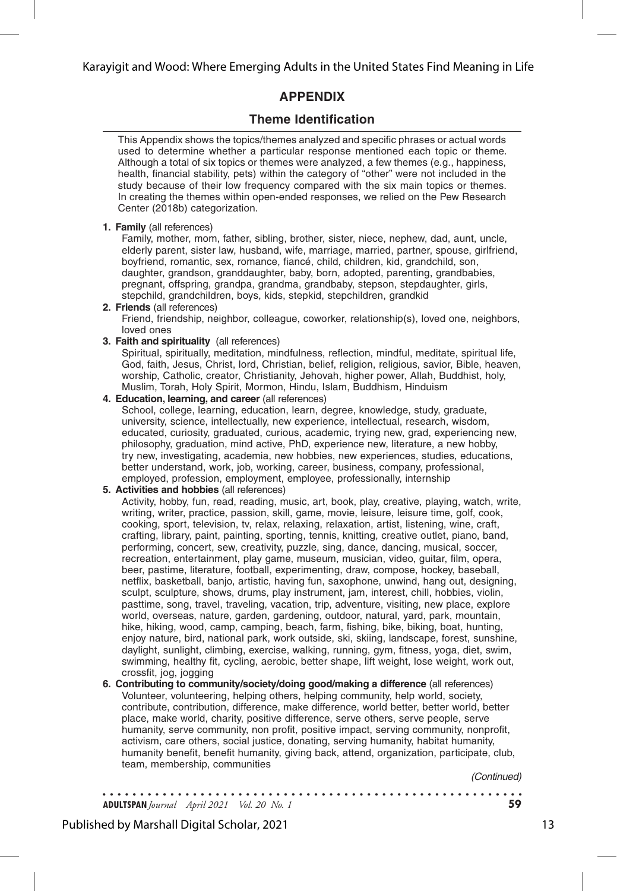## APPENDIX

### Theme Identification

This Appendix shows the topics/themes analyzed and specific phrases or actual words used to determine whether a particular response mentioned each topic or theme. Although a total of six topics or themes were analyzed, a few themes (e.g., happiness, health, financial stability, pets) within the category of "other" were not included in the study because of their low frequency compared with the six main topics or themes. In creating the themes within open-ended responses, we relied on the Pew Research Center (2018b) categorization.

1. **Family** (all references)
   Family, mother, mom, father, sibling, brother, sister, niece, nephew, dad, aunt, uncle, elderly parent, sister law, husband, wife, marriage, married, partner, spouse, girlfriend, boyfriend, romantic, sex, romance, fiancé, child, children, kid, grandchild, son, daughter, grandson, granddaughter, baby, born, adopted, parenting, grandbabies, pregnant, offspring, grandpa, grandma, grandbaby, stepson, stepdaughter, girls, stepchild, grandchildren, boys, kids, stepkid, stepchildren, grandkid
2. **Friends** (all references)
   Friend, friendship, neighbor, colleague, coworker, relationship(s), loved one, neighbors, loved ones
3. **Faith and spirituality** (all references)
   Spiritual, spiritually, meditation, mindfulness, reflection, mindful, meditate, spiritual life, God, faith, Jesus, Christ, lord, Christian, belief, religion, religious, savior, Bible, heaven, worship, Catholic, creator, Christianity, Jehovah, higher power, Allah, Buddhist, holy, Muslim, Torah, Holy Spirit, Mormon, Hindu, Islam, Buddhism, Hinduism
4. **Education, learning, and career** (all references)
   School, college, learning, education, learn, degree, knowledge, study, graduate, university, science, intellectually, new experience, intellectual, research, wisdom, educated, curiosity, graduated, curious, academic, trying new, grad, experiencing new, philosophy, graduation, mind active, PhD, experience new, literature, a new hobby, try new, investigating, academia, new hobbies, new experiences, studies, educations, better understand, work, job, working, career, business, company, professional, employed, profession, employment, employee, professionally, internship
5. **Activities and hobbies** (all references)
   Activity, hobby, fun, read, reading, music, art, book, play, creative, playing, watch, write, writing, writer, practice, passion, skill, game, movie, leisure, leisure time, golf, cook, cooking, sport, television, tv, relax, relaxing, relaxation, artist, listening, wine, craft, crafting, library, paint, painting, sporting, tennis, knitting, creative outlet, piano, band, performing, concert, sew, creativity, puzzle, sing, dance, dancing, musical, soccer, recreation, entertainment, play game, museum, musician, video, guitar, film, opera, beer, pastime, literature, football, experimenting, draw, compose, hockey, baseball, netflix, basketball, banjo, artistic, having fun, saxophone, unwind, hang out, designing, sculpt, sculpture, shows, drums, play instrument, jam, interest, chill, hobbies, violin, pasttime, song, travel, traveling, vacation, trip, adventure, visiting, new place, explore world, overseas, nature, garden, gardening, outdoor, natural, yard, park, mountain, hike, hiking, wood, camp, camping, beach, farm, fishing, bike, biking, boat, hunting, enjoy nature, bird, national park, work outside, ski, skiing, landscape, forest, sunshine, daylight, sunlight, climbing, exercise, walking, running, gym, fitness, yoga, diet, swim, swimming, healthy fit, cycling, aerobic, better shape, lift weight, lose weight, work out, crossfit, jog, jogging
6. **Contributing to community/society/doing good/making a difference** (all references)
   Volunteer, volunteering, helping others, helping community, help world, society, contribute, contribution, difference, make difference, world better, better world, better place, make world, charity, positive difference, serve others, serve people, serve humanity, serve community, non profit, positive impact, serving community, nonprofit, activism, care others, social justice, donating, serving humanity, habitat humanity, humanity benefit, benefit humanity, giving back, attend, organization, participate, club, team, membership, communities

*(Continued)*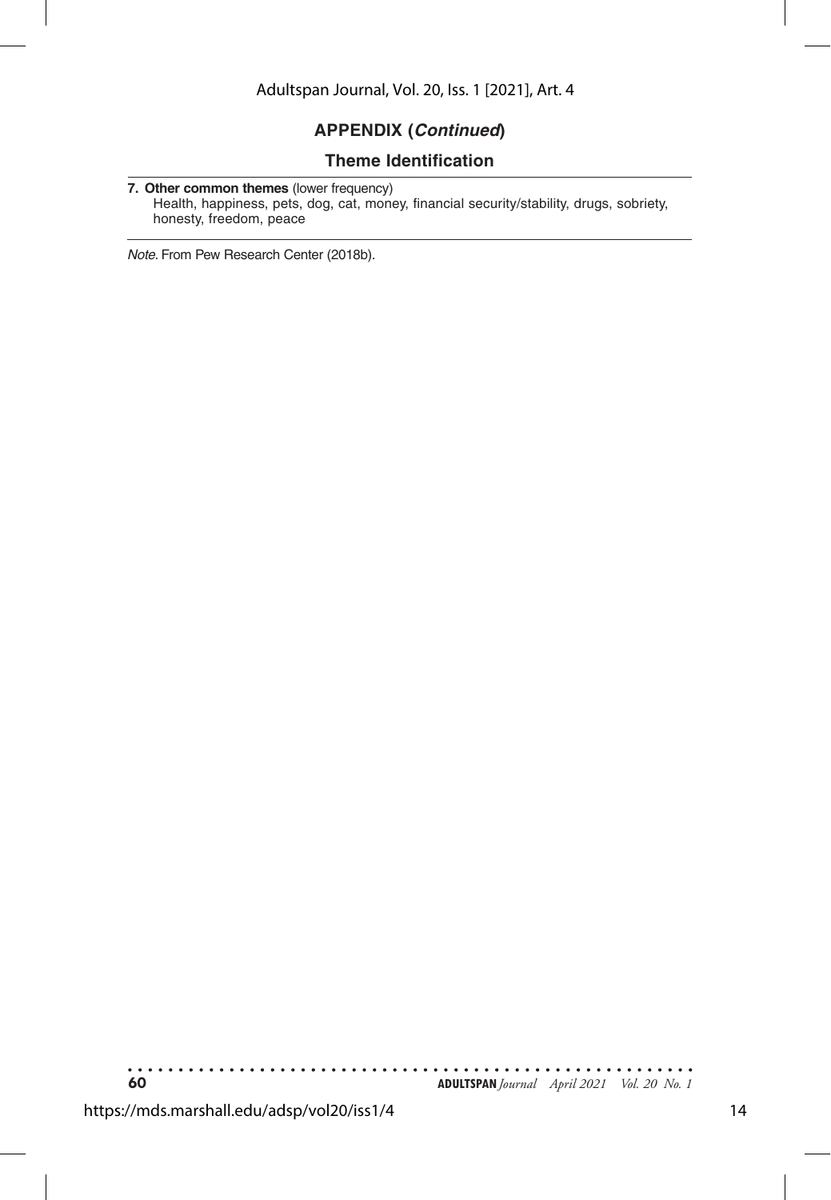## APPENDIX (*Continued*)

### Theme Identification

**7. Other common themes** (lower frequency)
Health, happiness, pets, dog, cat, money, financial security/stability, drugs, sobriety, honesty, freedom, peace

*Note*. From Pew Research Center (2018b).